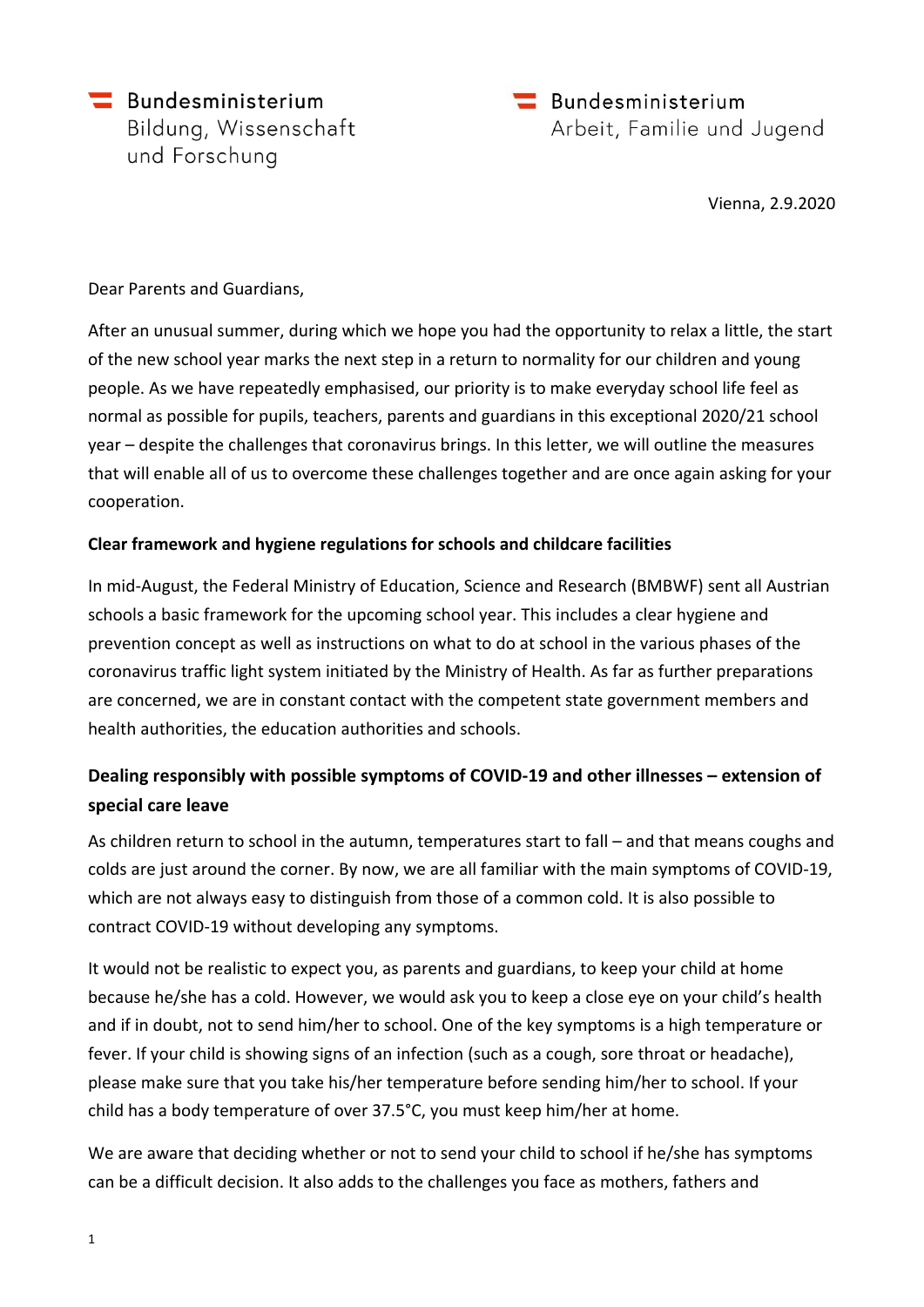Bundesministerium
Bildung, Wissenschaft
und Forschung

Bundesministerium
Arbeit, Familie und Jugend

Vienna, 2.9.2020

Dear Parents and Guardians,

After an unusual summer, during which we hope you had the opportunity to relax a little, the start of the new school year marks the next step in a return to normality for our children and young people. As we have repeatedly emphasised, our priority is to make everyday school life feel as normal as possible for pupils, teachers, parents and guardians in this exceptional 2020/21 school year – despite the challenges that coronavirus brings. In this letter, we will outline the measures that will enable all of us to overcome these challenges together and are once again asking for your cooperation.

**Clear framework and hygiene regulations for schools and childcare facilities**

In mid-August, the Federal Ministry of Education, Science and Research (BMBWF) sent all Austrian schools a basic framework for the upcoming school year. This includes a clear hygiene and prevention concept as well as instructions on what to do at school in the various phases of the coronavirus traffic light system initiated by the Ministry of Health. As far as further preparations are concerned, we are in constant contact with the competent state government members and health authorities, the education authorities and schools.

**Dealing responsibly with possible symptoms of COVID-19 and other illnesses – extension of special care leave**

As children return to school in the autumn, temperatures start to fall – and that means coughs and colds are just around the corner. By now, we are all familiar with the main symptoms of COVID-19, which are not always easy to distinguish from those of a common cold. It is also possible to contract COVID-19 without developing any symptoms.

It would not be realistic to expect you, as parents and guardians, to keep your child at home because he/she has a cold. However, we would ask you to keep a close eye on your child's health and if in doubt, not to send him/her to school. One of the key symptoms is a high temperature or fever. If your child is showing signs of an infection (such as a cough, sore throat or headache), please make sure that you take his/her temperature before sending him/her to school. If your child has a body temperature of over 37.5°C, you must keep him/her at home.

We are aware that deciding whether or not to send your child to school if he/she has symptoms can be a difficult decision. It also adds to the challenges you face as mothers, fathers and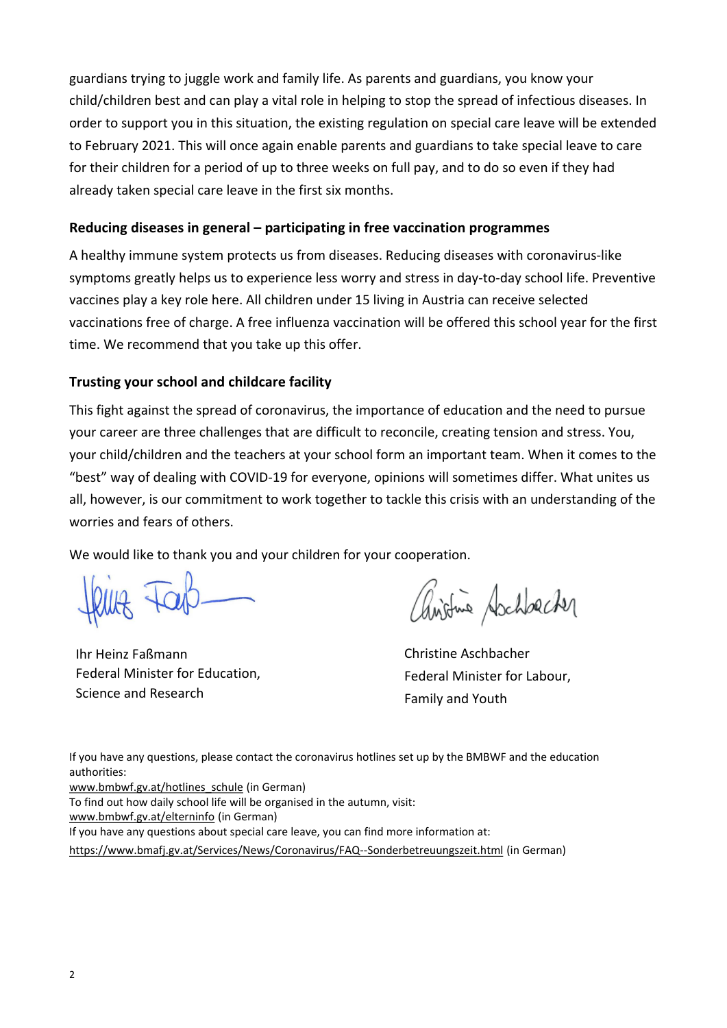guardians trying to juggle work and family life. As parents and guardians, you know your child/children best and can play a vital role in helping to stop the spread of infectious diseases. In order to support you in this situation, the existing regulation on special care leave will be extended to February 2021. This will once again enable parents and guardians to take special leave to care for their children for a period of up to three weeks on full pay, and to do so even if they had already taken special care leave in the first six months.

**Reducing diseases in general – participating in free vaccination programmes**

A healthy immune system protects us from diseases. Reducing diseases with coronavirus-like symptoms greatly helps us to experience less worry and stress in day-to-day school life. Preventive vaccines play a key role here. All children under 15 living in Austria can receive selected vaccinations free of charge. A free influenza vaccination will be offered this school year for the first time. We recommend that you take up this offer.

**Trusting your school and childcare facility**

This fight against the spread of coronavirus, the importance of education and the need to pursue your career are three challenges that are difficult to reconcile, creating tension and stress. You, your child/children and the teachers at your school form an important team. When it comes to the "best" way of dealing with COVID-19 for everyone, opinions will sometimes differ. What unites us all, however, is our commitment to work together to tackle this crisis with an understanding of the worries and fears of others.

We would like to thank you and your children for your cooperation.

Ihr Heinz Faßmann
Federal Minister for Education, Science and Research

Christine Aschbacher
Federal Minister for Labour, Family and Youth

If you have any questions, please contact the coronavirus hotlines set up by the BMBWF and the education authorities:
www.bmbwf.gv.at/hotlines_schule (in German)
To find out how daily school life will be organised in the autumn, visit:
www.bmbwf.gv.at/elterninfo (in German)
If you have any questions about special care leave, you can find more information at:
https://www.bmafj.gv.at/Services/News/Coronavirus/FAQ--Sonderbetreuungszeit.html (in German)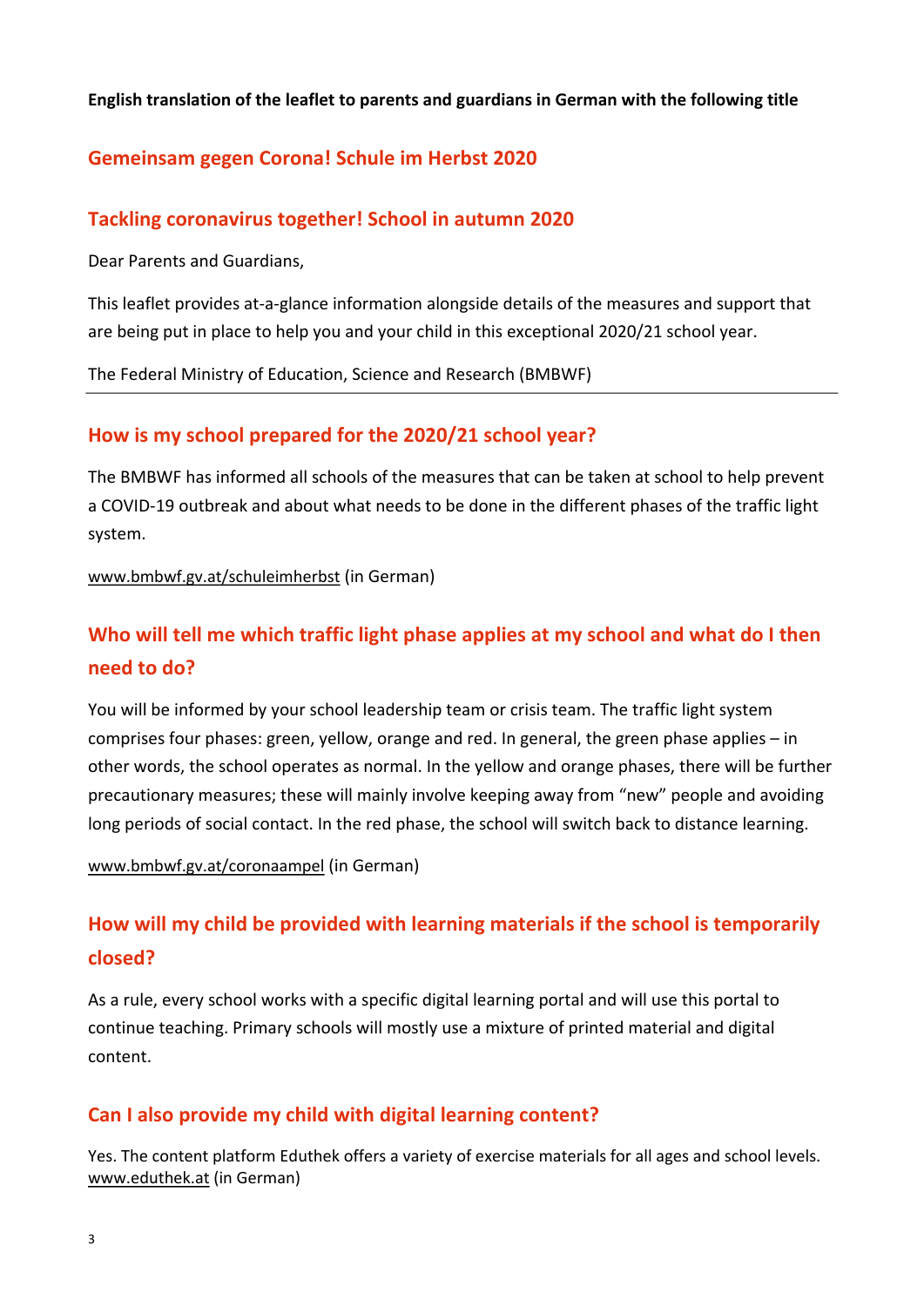**English translation of the leaflet to parents and guardians in German with the following title**

## Gemeinsam gegen Corona! Schule im Herbst 2020

## Tackling coronavirus together! School in autumn 2020

Dear Parents and Guardians,

This leaflet provides at-a-glance information alongside details of the measures and support that are being put in place to help you and your child in this exceptional 2020/21 school year.

The Federal Ministry of Education, Science and Research (BMBWF)

---

## How is my school prepared for the 2020/21 school year?

The BMBWF has informed all schools of the measures that can be taken at school to help prevent a COVID-19 outbreak and about what needs to be done in the different phases of the traffic light system.

www.bmbwf.gv.at/schuleimherbst (in German)

## Who will tell me which traffic light phase applies at my school and what do I then need to do?

You will be informed by your school leadership team or crisis team. The traffic light system comprises four phases: green, yellow, orange and red. In general, the green phase applies – in other words, the school operates as normal. In the yellow and orange phases, there will be further precautionary measures; these will mainly involve keeping away from "new" people and avoiding long periods of social contact. In the red phase, the school will switch back to distance learning.

www.bmbwf.gv.at/coronaampel (in German)

## How will my child be provided with learning materials if the school is temporarily closed?

As a rule, every school works with a specific digital learning portal and will use this portal to continue teaching. Primary schools will mostly use a mixture of printed material and digital content.

## Can I also provide my child with digital learning content?

Yes. The content platform Eduthek offers a variety of exercise materials for all ages and school levels. www.eduthek.at (in German)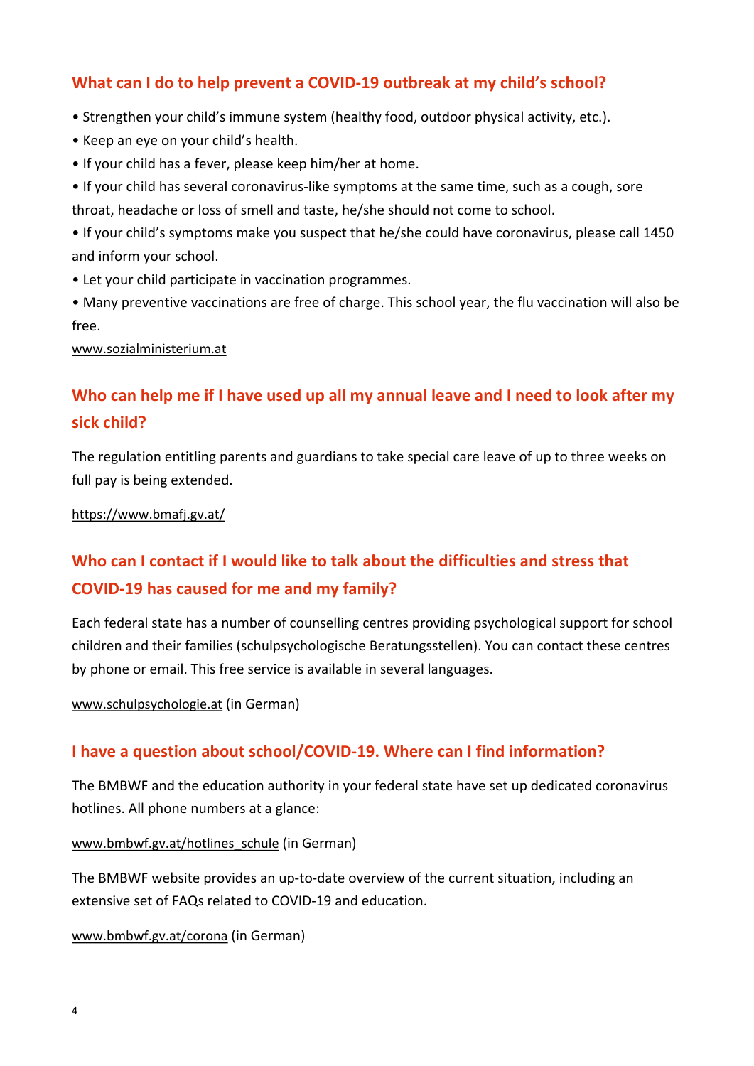## What can I do to help prevent a COVID-19 outbreak at my child's school?

- Strengthen your child's immune system (healthy food, outdoor physical activity, etc.).
- Keep an eye on your child's health.
- If your child has a fever, please keep him/her at home.
- If your child has several coronavirus-like symptoms at the same time, such as a cough, sore throat, headache or loss of smell and taste, he/she should not come to school.
- If your child's symptoms make you suspect that he/she could have coronavirus, please call 1450 and inform your school.
- Let your child participate in vaccination programmes.
- Many preventive vaccinations are free of charge. This school year, the flu vaccination will also be free.

www.sozialministerium.at

## Who can help me if I have used up all my annual leave and I need to look after my sick child?

The regulation entitling parents and guardians to take special care leave of up to three weeks on full pay is being extended.

https://www.bmafj.gv.at/

## Who can I contact if I would like to talk about the difficulties and stress that COVID-19 has caused for me and my family?

Each federal state has a number of counselling centres providing psychological support for school children and their families (schulpsychologische Beratungsstellen). You can contact these centres by phone or email. This free service is available in several languages.

www.schulpsychologie.at (in German)

## I have a question about school/COVID-19. Where can I find information?

The BMBWF and the education authority in your federal state have set up dedicated coronavirus hotlines. All phone numbers at a glance:

www.bmbwf.gv.at/hotlines_schule (in German)

The BMBWF website provides an up-to-date overview of the current situation, including an extensive set of FAQs related to COVID-19 and education.

www.bmbwf.gv.at/corona (in German)